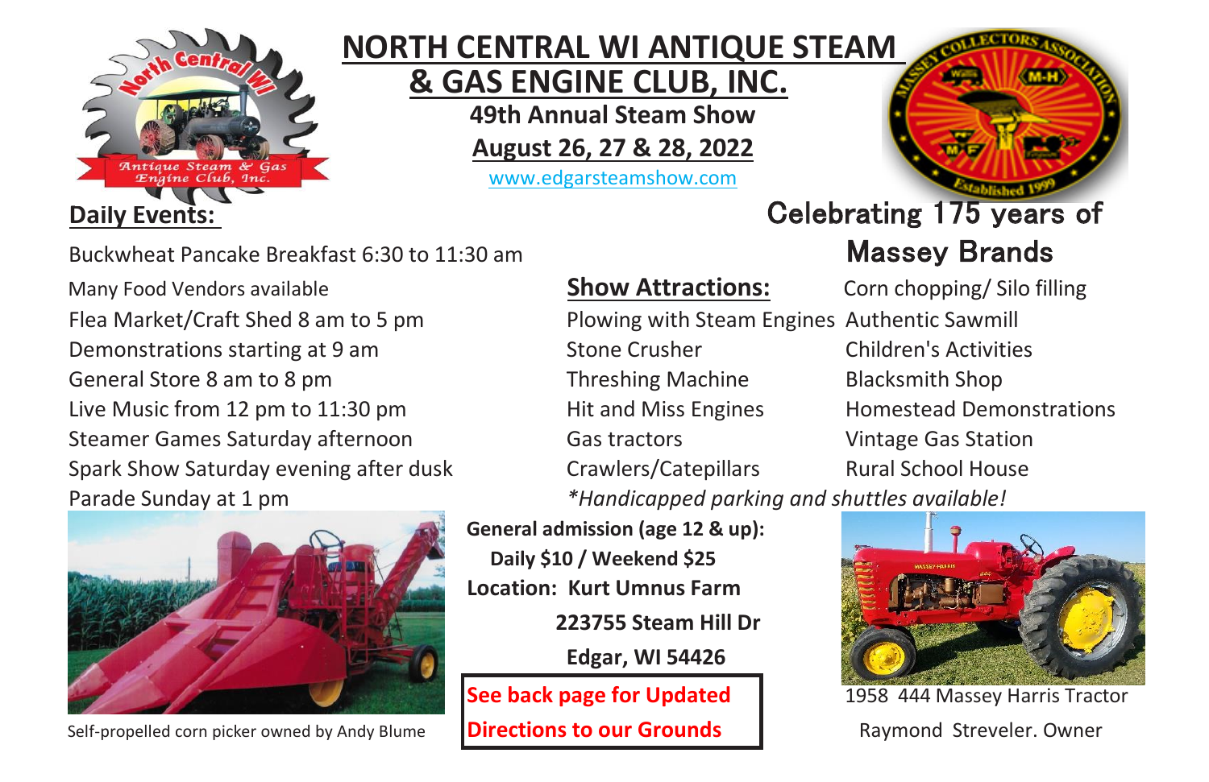# NORTH CENTRAL WI ANTIQUE STEAM & GAS ENGINE CLUB, INC.

**49th Annual Steam Show**

**August 26, 27 & 28, 2022**

www.edgarsteamshow.com

## Celebrating 175 years of Massey Brands

## Daily Events:

- Buckwheat Pancake Breakfast 6:30 to 11:30 am
- Many Food Vendors available
- Flea Market/Craft Shed 8 am to 5 pm
- Demonstrations starting at 9 am
- General Store 8 am to 8 pm
- Live Music from 12 pm to 11:30 pm
- Steamer Games Saturday afternoon
- Spark Show Saturday evening after dusk
- Parade Sunday at 1 pm

## Show Attractions:

- Plowing with Steam Engines
- Stone Crusher
- Threshing Machine
- Hit and Miss Engines
- Gas tractors
- Crawlers/Catepillars
- Corn chopping/ Silo filling
- Authentic Sawmill
- Children's Activities
- Blacksmith Shop
- Homestead Demonstrations
- Vintage Gas Station
- Rural School House

*\*Handicapped parking and shuttles available!*

**General admission (age 12 & up):**

**Daily $10 / Weekend $25**

**Location: Kurt Umnus Farm**

**223755 Steam Hill Dr**

**Edgar, WI 54426**

**See back page for Updated Directions to our Grounds**

Self-propelled corn picker owned by Andy Blume

1958 444 Massey Harris Tractor

Raymond Streveler. Owner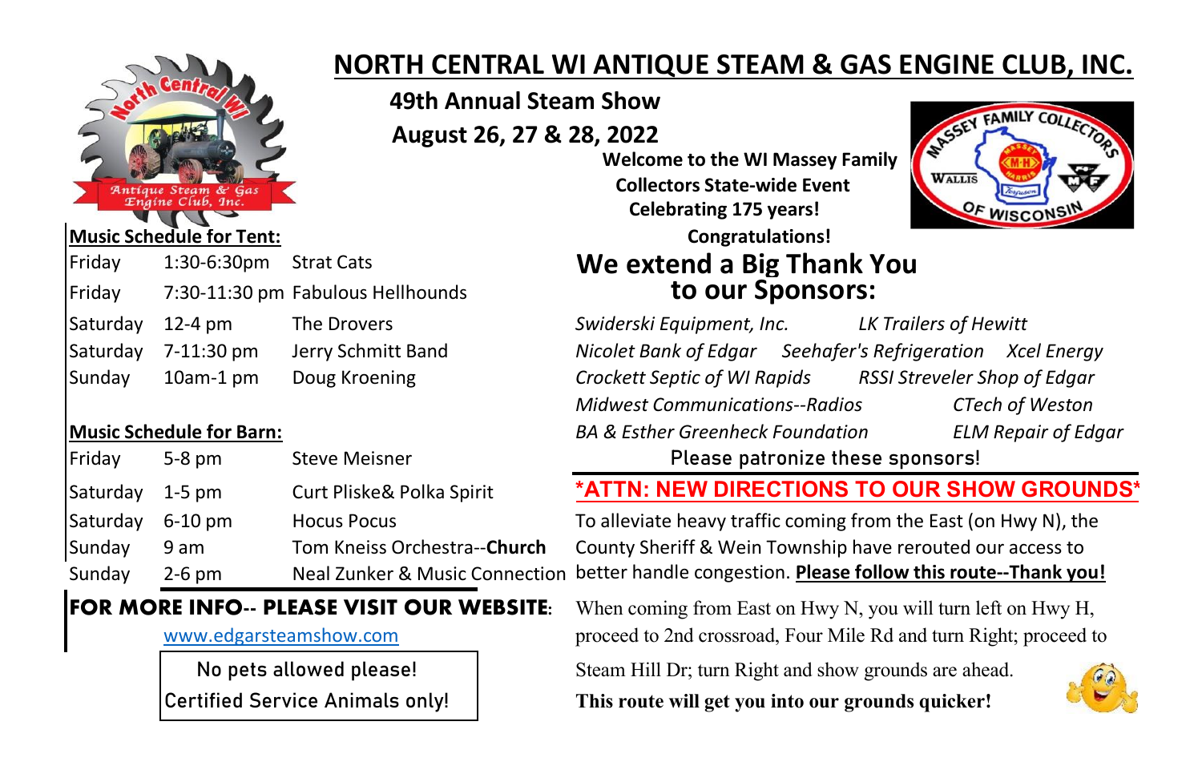# NORTH CENTRAL WI ANTIQUE STEAM & GAS ENGINE CLUB, INC.

**49th Annual Steam Show**

**August 26, 27 & 28, 2022**

**Welcome to the WI Massey Family Collectors State-wide Event Celebrating 175 years! Congratulations!**

**Music Schedule for Tent:**

| | | |
|---|---|---|
| Friday | 1:30-6:30pm | Strat Cats |
| Friday | 7:30-11:30 pm | Fabulous Hellhounds |
| Saturday | 12-4 pm | The Drovers |
| Saturday | 7-11:30 pm | Jerry Schmitt Band |
| Sunday | 10am-1 pm | Doug Kroening |

**Music Schedule for Barn:**

| | | |
|---|---|---|
| Friday | 5-8 pm | Steve Meisner |
| Saturday | 1-5 pm | Curt Pliske& Polka Spirit |
| Saturday | 6-10 pm | Hocus Pocus |
| Sunday | 9 am | Tom Kneiss Orchestra--**Church** |
| Sunday | 2-6 pm | Neal Zunker & Music Connection |

**FOR MORE INFO-- PLEASE VISIT OUR WEBSITE:**

www.edgarsteamshow.com

No pets allowed please!
Certified Service Animals only!

## We extend a Big Thank You to our Sponsors:

*Swiderski Equipment, Inc.* — *LK Trailers of Hewitt*
*Nicolet Bank of Edgar* — *Seehafer's Refrigeration* — *Xcel Energy*
*Crockett Septic of WI Rapids* — *RSSI Streveler Shop of Edgar*
*Midwest Communications--Radios* — *CTech of Weston*
*BA & Esther Greenheck Foundation* — *ELM Repair of Edgar*

Please patronize these sponsors!

**\*ATTN: NEW DIRECTIONS TO OUR SHOW GROUNDS\***

To alleviate heavy traffic coming from the East (on Hwy N), the County Sheriff & Wein Township have rerouted our access to better handle congestion. **Please follow this route--Thank you!**

When coming from East on Hwy N, you will turn left on Hwy H, proceed to 2nd crossroad, Four Mile Rd and turn Right; proceed to Steam Hill Dr; turn Right and show grounds are ahead.

**This route will get you into our grounds quicker!**